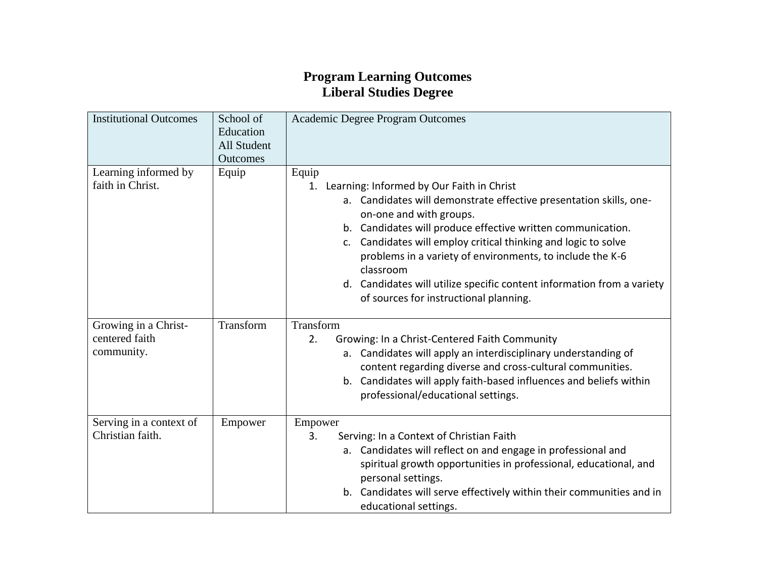# Program Learning Outcomes
# Liberal Studies Degree

| Institutional Outcomes | School of Education All Student Outcomes | Academic Degree Program Outcomes |
|---|---|---|
| Learning informed by faith in Christ. | Equip | Equip<br>1. Learning: Informed by Our Faith in Christ<br>a. Candidates will demonstrate effective presentation skills, one-on-one and with groups.<br>b. Candidates will produce effective written communication.<br>c. Candidates will employ critical thinking and logic to solve problems in a variety of environments, to include the K-6 classroom<br>d. Candidates will utilize specific content information from a variety of sources for instructional planning. |
| Growing in a Christ-centered faith community. | Transform | Transform<br>2. Growing: In a Christ-Centered Faith Community<br>a. Candidates will apply an interdisciplinary understanding of content regarding diverse and cross-cultural communities.<br>b. Candidates will apply faith-based influences and beliefs within professional/educational settings. |
| Serving in a context of Christian faith. | Empower | Empower<br>3. Serving: In a Context of Christian Faith<br>a. Candidates will reflect on and engage in professional and spiritual growth opportunities in professional, educational, and personal settings.<br>b. Candidates will serve effectively within their communities and in educational settings. |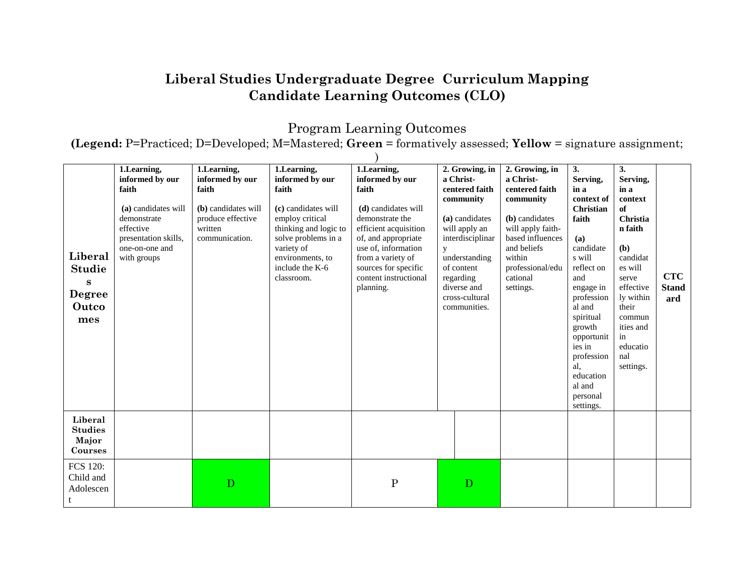# Liberal Studies Undergraduate Degree Curriculum Mapping
# Candidate Learning Outcomes (CLO)

## Program Learning Outcomes

**(Legend:** P=Practiced; D=Developed; M=Mastered; **Green** = formatively assessed; **Yellow** = signature assignment; )

| **Liberal Studies Degree Outcomes** | **1.Learning, informed by our faith** **(a)** candidates will demonstrate effective presentation skills, one-on-one and with groups | **1.Learning, informed by our faith** **(b)** candidates will produce effective written communication. | **1.Learning, informed by our faith** **(c)** candidates will employ critical thinking and logic to solve problems in a variety of environments, to include the K-6 classroom. | **1.Learning, informed by our faith** **(d)** candidates will demonstrate the efficient acquisition of, and appropriate use of, information from a variety of sources for specific content instructional planning. | **2. Growing, in a Christ-centered faith community** **(a)** candidates will apply an interdisciplinary understanding of content regarding diverse and cross-cultural communities. | **2. Growing, in a Christ-centered faith community** **(b)** candidates will apply faith-based influences and beliefs within professional/educational settings. | **3. Serving, in a context of Christian faith** **(a)** candidates will reflect on and engage in professional and spiritual growth opportunities in professional, educational and personal settings. | **3. Serving, in a context of Christian faith** **(b)** candidates will serve effectively within their communities and in educational settings. | **CTC Standard** |
|---|---|---|---|---|---|---|---|---|---|
| **Liberal Studies Major Courses** | | | | | | | | | |
| FCS 120: Child and Adolescent | | D | | P | D | | | | |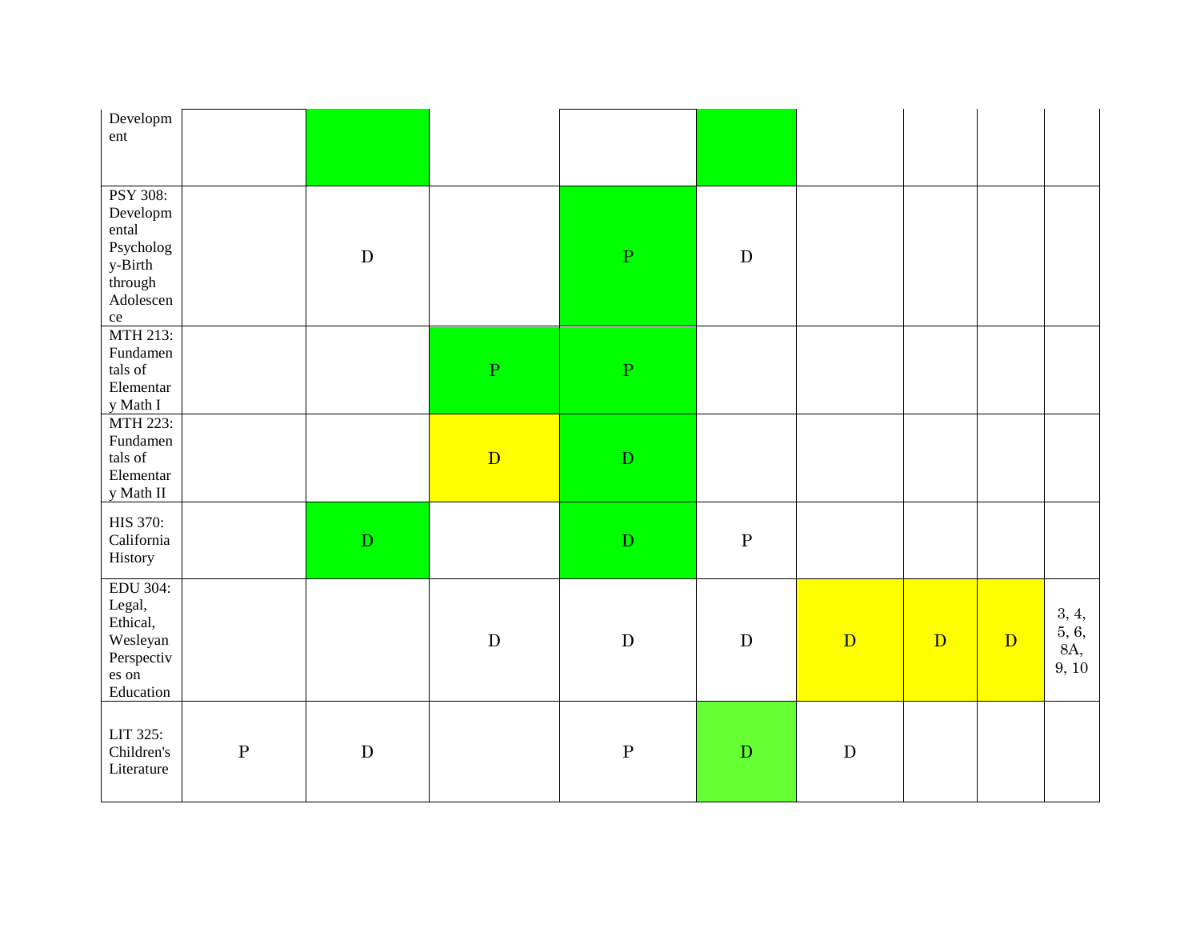| | | | | | | | | | |
|---|---|---|---|---|---|---|---|---|---|
| Development | | | | | | | | | |
| PSY 308: Developmental Psychology-Birth through Adolescence | | D | | P | D | | | | |
| MTH 213: Fundamentals of Elementary Math I | | | P | P | | | | | |
| MTH 223: Fundamentals of Elementary Math II | | | D | D | | | | | |
| HIS 370: California History | | D | | D | P | | | | |
| EDU 304: Legal, Ethical, Wesleyan Perspectives on Education | | | D | D | D | D | D | D | 3, 4, 5, 6, 8A, 9, 10 |
| LIT 325: Children's Literature | P | D | | P | D | D | | | |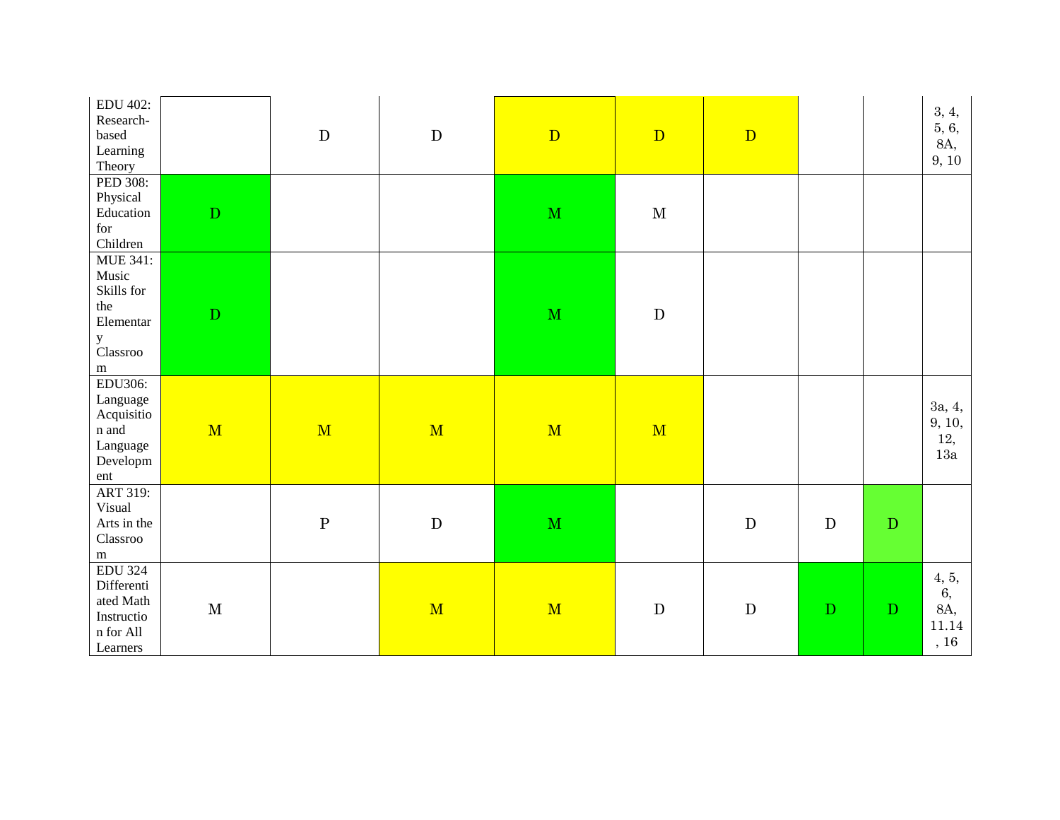| | | | | | | | | | |
|---|---|---|---|---|---|---|---|---|---|
| EDU 402: Research-based Learning Theory | | D | D | D | D | D | | | 3, 4, 5, 6, 8A, 9, 10 |
| PED 308: Physical Education for Children | D | | | M | M | | | | |
| MUE 341: Music Skills for the Elementary Classroom | D | | | M | D | | | | |
| EDU306: Language Acquisition and Language Development | M | M | M | M | M | | | | 3a, 4, 9, 10, 12, 13a |
| ART 319: Visual Arts in the Classroom | | P | D | M | | D | D | D | |
| EDU 324 Differentiated Math Instruction for All Learners | M | | M | M | D | D | D | D | 4, 5, 6, 8A, 11.14, 16 |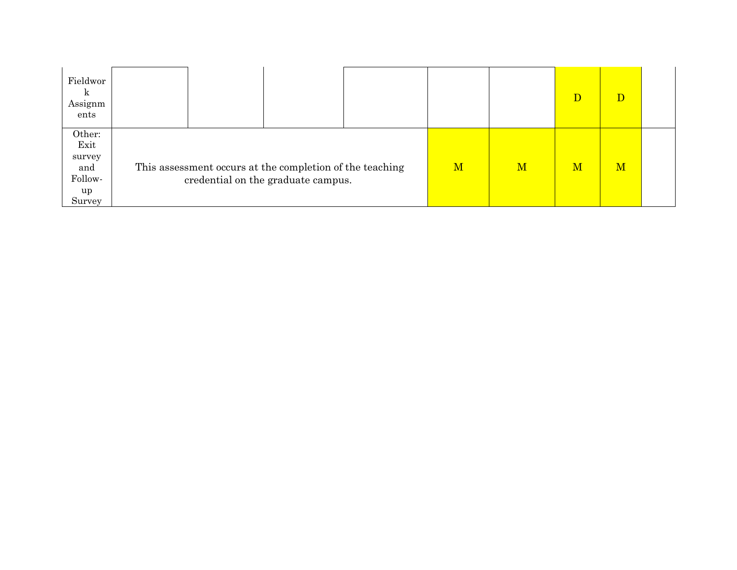| | | | | | | | | | |
|---|---|---|---|---|---|---|---|---|---|
| Fieldwork Assignments | | | | | | | D | D | |
| Other: Exit survey and Follow-up Survey | This assessment occurs at the completion of the teaching credential on the graduate campus. | | | | M | M | M | M | |